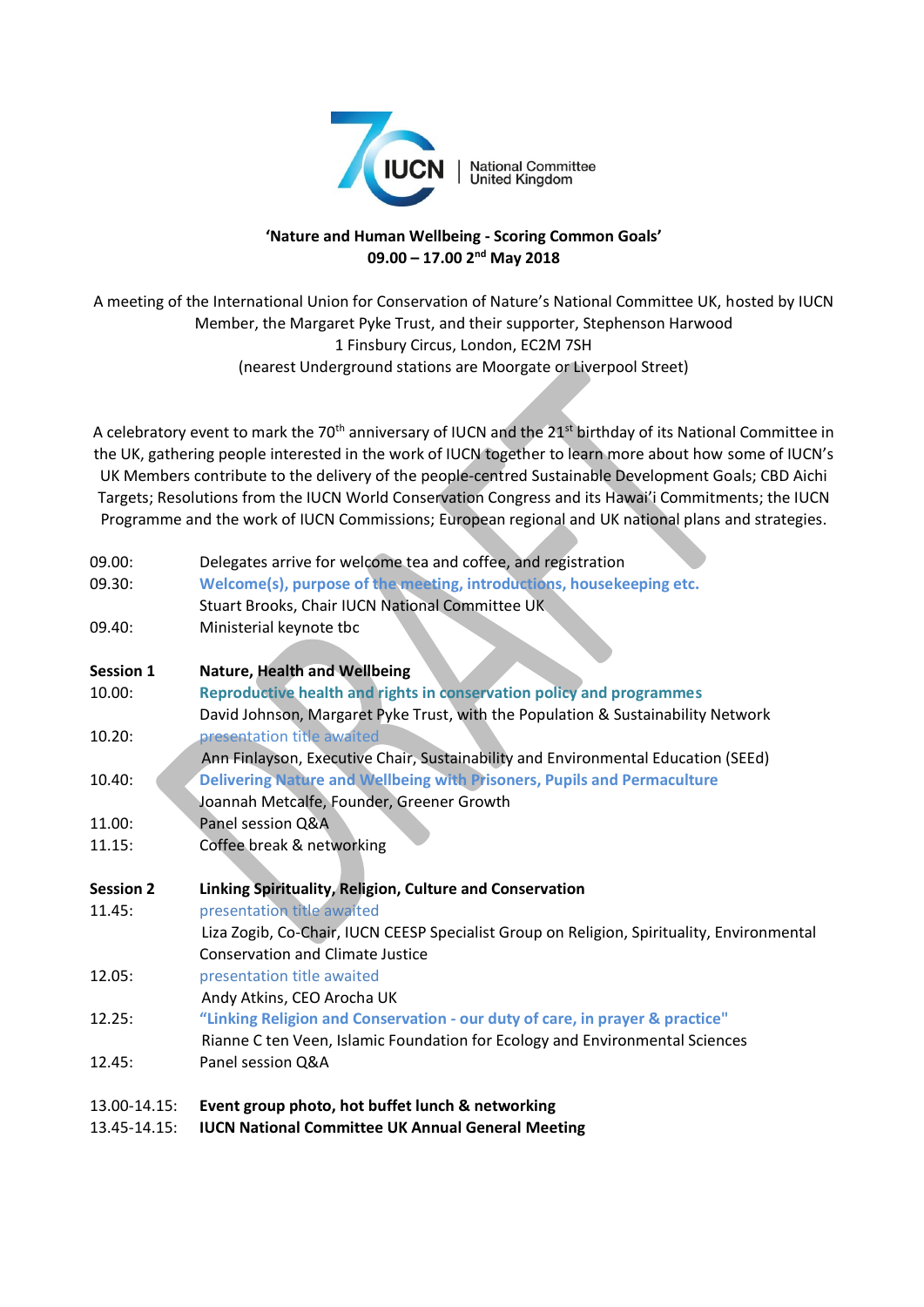IUCN | National Committee United Kingdom

**'Nature and Human Wellbeing - Scoring Common Goals'**
**09.00 – 17.00 2nd May 2018**

A meeting of the International Union for Conservation of Nature's National Committee UK, hosted by IUCN Member, the Margaret Pyke Trust, and their supporter, Stephenson Harwood
1 Finsbury Circus, London, EC2M 7SH
(nearest Underground stations are Moorgate or Liverpool Street)

A celebratory event to mark the 70th anniversary of IUCN and the 21st birthday of its National Committee in the UK, gathering people interested in the work of IUCN together to learn more about how some of IUCN's UK Members contribute to the delivery of the people-centred Sustainable Development Goals; CBD Aichi Targets; Resolutions from the IUCN World Conservation Congress and its Hawai'i Commitments; the IUCN Programme and the work of IUCN Commissions; European regional and UK national plans and strategies.

09.00: Delegates arrive for welcome tea and coffee, and registration

09.30: **Welcome(s), purpose of the meeting, introductions, housekeeping etc.**
Stuart Brooks, Chair IUCN National Committee UK

09.40: Ministerial keynote tbc

**Session 1 — Nature, Health and Wellbeing**

10.00: **Reproductive health and rights in conservation policy and programmes**
David Johnson, Margaret Pyke Trust, with the Population & Sustainability Network

10.20: presentation title awaited
Ann Finlayson, Executive Chair, Sustainability and Environmental Education (SEEd)

10.40: **Delivering Nature and Wellbeing with Prisoners, Pupils and Permaculture**
Joannah Metcalfe, Founder, Greener Growth

11.00: Panel session Q&A

11.15: Coffee break & networking

**Session 2 — Linking Spirituality, Religion, Culture and Conservation**

11.45: presentation title awaited
Liza Zogib, Co-Chair, IUCN CEESP Specialist Group on Religion, Spirituality, Environmental Conservation and Climate Justice

12.05: presentation title awaited
Andy Atkins, CEO Arocha UK

12.25: **"Linking Religion and Conservation - our duty of care, in prayer & practice"**
Rianne C ten Veen, Islamic Foundation for Ecology and Environmental Sciences

12.45: Panel session Q&A

13.00-14.15: **Event group photo, hot buffet lunch & networking**

13.45-14.15: **IUCN National Committee UK Annual General Meeting**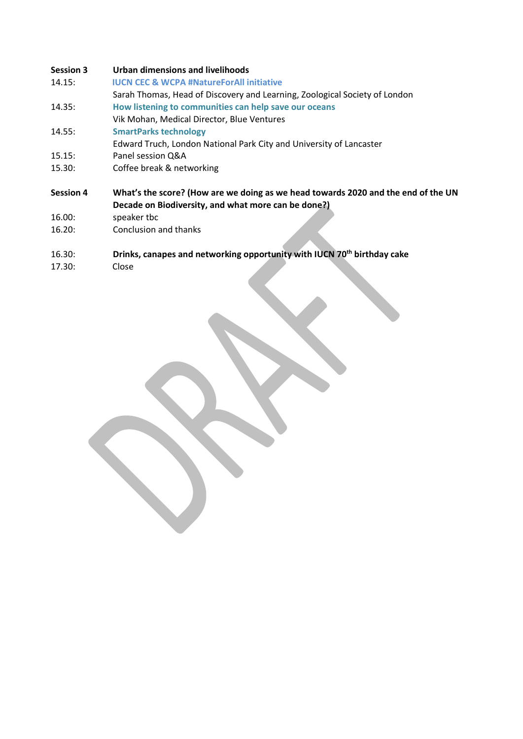**Session 3** **Urban dimensions and livelihoods**

14.15: **IUCN CEC & WCPA #NatureForAll initiative**
Sarah Thomas, Head of Discovery and Learning, Zoological Society of London

14.35: **How listening to communities can help save our oceans**
Vik Mohan, Medical Director, Blue Ventures

14.55: **SmartParks technology**
Edward Truch, London National Park City and University of Lancaster

15.15: Panel session Q&A

15.30: Coffee break & networking

**Session 4** **What's the score? (How are we doing as we head towards 2020 and the end of the UN Decade on Biodiversity, and what more can be done?)**

16.00: speaker tbc

16.20: Conclusion and thanks

16.30: **Drinks, canapes and networking opportunity with IUCN 70th birthday cake**

17.30: Close